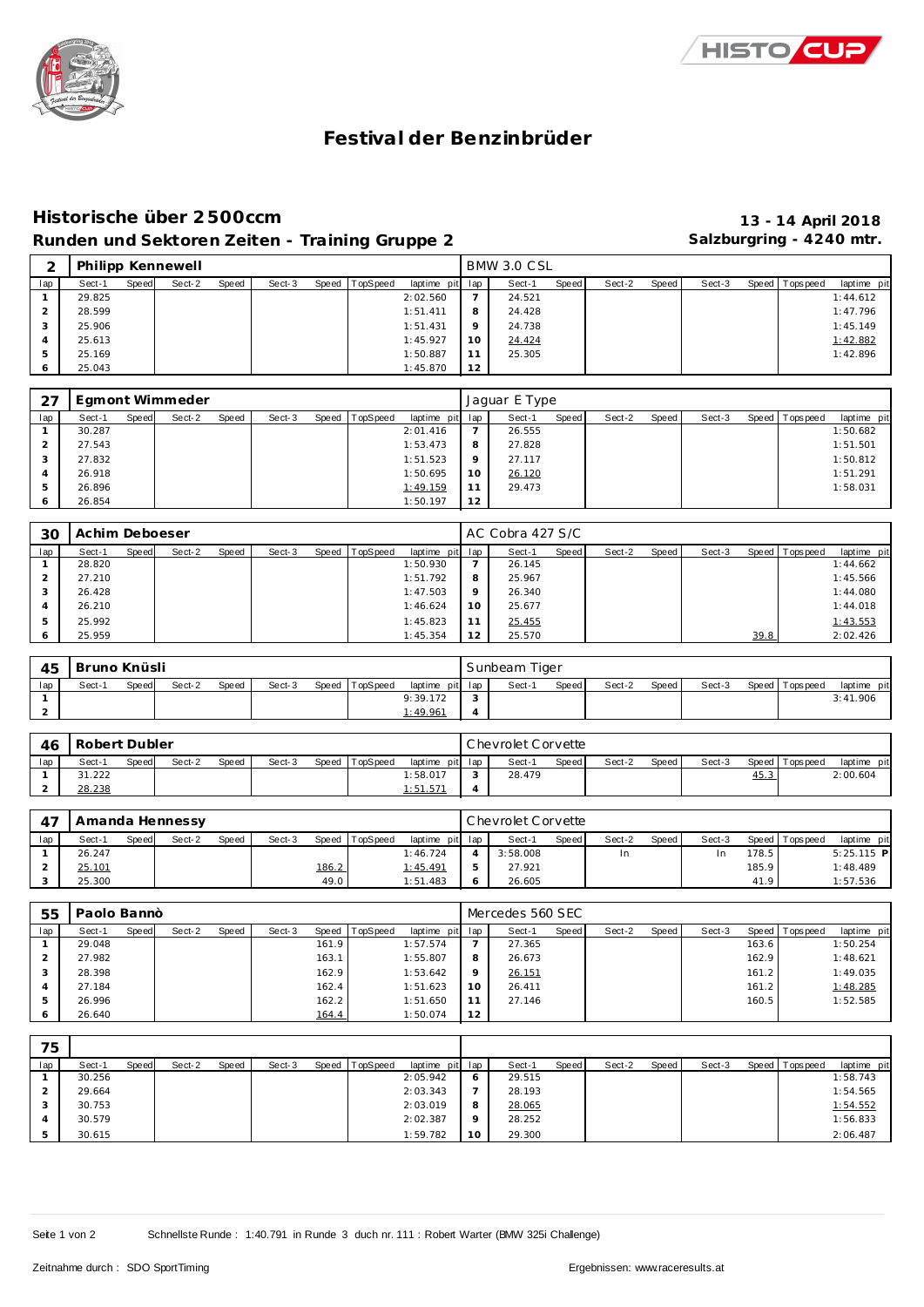# Festival der Benzinbrüder

## Historische über 2500ccm

**13 - 14 April 2018**

### Runden und Sektoren Zeiten - Training Gruppe 2

**Salzburgring - 4240 mtr.**

| 2 | Philipp Kennewell | | | | | | | | BMW 3.0 CSL | | | | | | | | |
|---|---|---|---|---|---|---|---|---|---|---|---|---|---|---|---|---|---|
| lap | Sect-1 | Speed | Sect-2 | Speed | Sect-3 | Speed | TopSpeed | laptime pit | lap | Sect-1 | Speed | Sect-2 | Speed | Sect-3 | Speed | Topspeed | laptime pit |
| 1 | 29.825 | | | | | | | 2:02.560 | 7 | 24.521 | | | | | | | 1:44.612 |
| 2 | 28.599 | | | | | | | 1:51.411 | 8 | 24.428 | | | | | | | 1:47.796 |
| 3 | 25.906 | | | | | | | 1:51.431 | 9 | 24.738 | | | | | | | 1:45.149 |
| 4 | 25.613 | | | | | | | 1:45.927 | 10 | 24.424 | | | | | | | 1:42.882 |
| 5 | 25.169 | | | | | | | 1:50.887 | 11 | 25.305 | | | | | | | 1:42.896 |
| 6 | 25.043 | | | | | | | 1:45.870 | 12 | | | | | | | | |

| 27 | Egmont Wimmeder | | | | | | | | Jaguar E Type | | | | | | | | |
|---|---|---|---|---|---|---|---|---|---|---|---|---|---|---|---|---|---|
| lap | Sect-1 | Speed | Sect-2 | Speed | Sect-3 | Speed | TopSpeed | laptime pit | lap | Sect-1 | Speed | Sect-2 | Speed | Sect-3 | Speed | Topspeed | laptime pit |
| 1 | 30.287 | | | | | | | 2:01.416 | 7 | 26.555 | | | | | | | 1:50.682 |
| 2 | 27.543 | | | | | | | 1:53.473 | 8 | 27.828 | | | | | | | 1:51.501 |
| 3 | 27.832 | | | | | | | 1:51.523 | 9 | 27.117 | | | | | | | 1:50.812 |
| 4 | 26.918 | | | | | | | 1:50.695 | 10 | 26.120 | | | | | | | 1:51.291 |
| 5 | 26.896 | | | | | | | 1:49.159 | 11 | 29.473 | | | | | | | 1:58.031 |
| 6 | 26.854 | | | | | | | 1:50.197 | 12 | | | | | | | | |

| 30 | Achim Deboeser | | | | | | | | AC Cobra 427 S/C | | | | | | | | |
|---|---|---|---|---|---|---|---|---|---|---|---|---|---|---|---|---|---|
| lap | Sect-1 | Speed | Sect-2 | Speed | Sect-3 | Speed | TopSpeed | laptime pit | lap | Sect-1 | Speed | Sect-2 | Speed | Sect-3 | Speed | Topspeed | laptime pit |
| 1 | 28.820 | | | | | | | 1:50.930 | 7 | 26.145 | | | | | | | 1:44.662 |
| 2 | 27.210 | | | | | | | 1:51.792 | 8 | 25.967 | | | | | | | 1:45.566 |
| 3 | 26.428 | | | | | | | 1:47.503 | 9 | 26.340 | | | | | | | 1:44.080 |
| 4 | 26.210 | | | | | | | 1:46.624 | 10 | 25.677 | | | | | | | 1:44.018 |
| 5 | 25.992 | | | | | | | 1:45.823 | 11 | 25.455 | | | | | | | 1:43.553 |
| 6 | 25.959 | | | | | | | 1:45.354 | 12 | 25.570 | | | | | 39.8 | | 2:02.426 |

| 45 | Bruno Knüsli | | | | | | | | Sunbeam Tiger | | | | | | | | |
|---|---|---|---|---|---|---|---|---|---|---|---|---|---|---|---|---|---|
| lap | Sect-1 | Speed | Sect-2 | Speed | Sect-3 | Speed | TopSpeed | laptime pit | lap | Sect-1 | Speed | Sect-2 | Speed | Sect-3 | Speed | Topspeed | laptime pit |
| 1 | | | | | | | | 9:39.172 | 3 | | | | | | | | 3:41.906 |
| 2 | | | | | | | | 1:49.961 | 4 | | | | | | | | |

| 46 | Robert Dubler | | | | | | | | Chevrolet Corvette | | | | | | | | |
|---|---|---|---|---|---|---|---|---|---|---|---|---|---|---|---|---|---|
| lap | Sect-1 | Speed | Sect-2 | Speed | Sect-3 | Speed | TopSpeed | laptime pit | lap | Sect-1 | Speed | Sect-2 | Speed | Sect-3 | Speed | Topspeed | laptime pit |
| 1 | 31.222 | | | | | | | 1:58.017 | 3 | 28.479 | | | | | 45.3 | | 2:00.604 |
| 2 | 28.238 | | | | | | | 1:51.571 | 4 | | | | | | | | |

| 47 | Amanda Hennessy | | | | | | | | Chevrolet Corvette | | | | | | | | |
|---|---|---|---|---|---|---|---|---|---|---|---|---|---|---|---|---|---|
| lap | Sect-1 | Speed | Sect-2 | Speed | Sect-3 | Speed | TopSpeed | laptime pit | lap | Sect-1 | Speed | Sect-2 | Speed | Sect-3 | Speed | Topspeed | laptime pit |
| 1 | 26.247 | | | | | | | 1:46.724 | 4 | 3:58.008 | | In | | In | 178.5 | | 5:25.115 P |
| 2 | 25.101 | | | | | 186.2 | | 1:45.491 | 5 | 27.921 | | | | | 185.9 | | 1:48.489 |
| 3 | 25.300 | | | | | 49.0 | | 1:51.483 | 6 | 26.605 | | | | | 41.9 | | 1:57.536 |

| 55 | Paolo Bannò | | | | | | | | Mercedes 560 SEC | | | | | | | | |
|---|---|---|---|---|---|---|---|---|---|---|---|---|---|---|---|---|---|
| lap | Sect-1 | Speed | Sect-2 | Speed | Sect-3 | Speed | TopSpeed | laptime pit | lap | Sect-1 | Speed | Sect-2 | Speed | Sect-3 | Speed | Topspeed | laptime pit |
| 1 | 29.048 | | | | | 161.9 | | 1:57.574 | 7 | 27.365 | | | | | 163.6 | | 1:50.254 |
| 2 | 27.982 | | | | | 163.1 | | 1:55.807 | 8 | 26.673 | | | | | 162.9 | | 1:48.621 |
| 3 | 28.398 | | | | | 162.9 | | 1:53.642 | 9 | 26.151 | | | | | 161.2 | | 1:49.035 |
| 4 | 27.184 | | | | | 162.4 | | 1:51.623 | 10 | 26.411 | | | | | 161.2 | | 1:48.285 |
| 5 | 26.996 | | | | | 162.2 | | 1:51.650 | 11 | 27.146 | | | | | 160.5 | | 1:52.585 |
| 6 | 26.640 | | | | | 164.4 | | 1:50.074 | 12 | | | | | | | | |

| 75 | | | | | | | | | | | | | | | | | |
|---|---|---|---|---|---|---|---|---|---|---|---|---|---|---|---|---|---|
| lap | Sect-1 | Speed | Sect-2 | Speed | Sect-3 | Speed | TopSpeed | laptime pit | lap | Sect-1 | Speed | Sect-2 | Speed | Sect-3 | Speed | Topspeed | laptime pit |
| 1 | 30.256 | | | | | | | 2:05.942 | 6 | 29.515 | | | | | | | 1:58.743 |
| 2 | 29.664 | | | | | | | 2:03.343 | 7 | 28.193 | | | | | | | 1:54.565 |
| 3 | 30.753 | | | | | | | 2:03.019 | 8 | 28.065 | | | | | | | 1:54.552 |
| 4 | 30.579 | | | | | | | 2:02.387 | 9 | 28.252 | | | | | | | 1:56.833 |
| 5 | 30.615 | | | | | | | 1:59.782 | 10 | 29.300 | | | | | | | 2:06.487 |

Schnellste Runde : 1:40.791 in Runde 3 duch nr. 111 : Robert Warter (BMW 325i Challenge)

Zeitnahme durch : SDO SportTiming

Ergebnissen: www.raceresults.at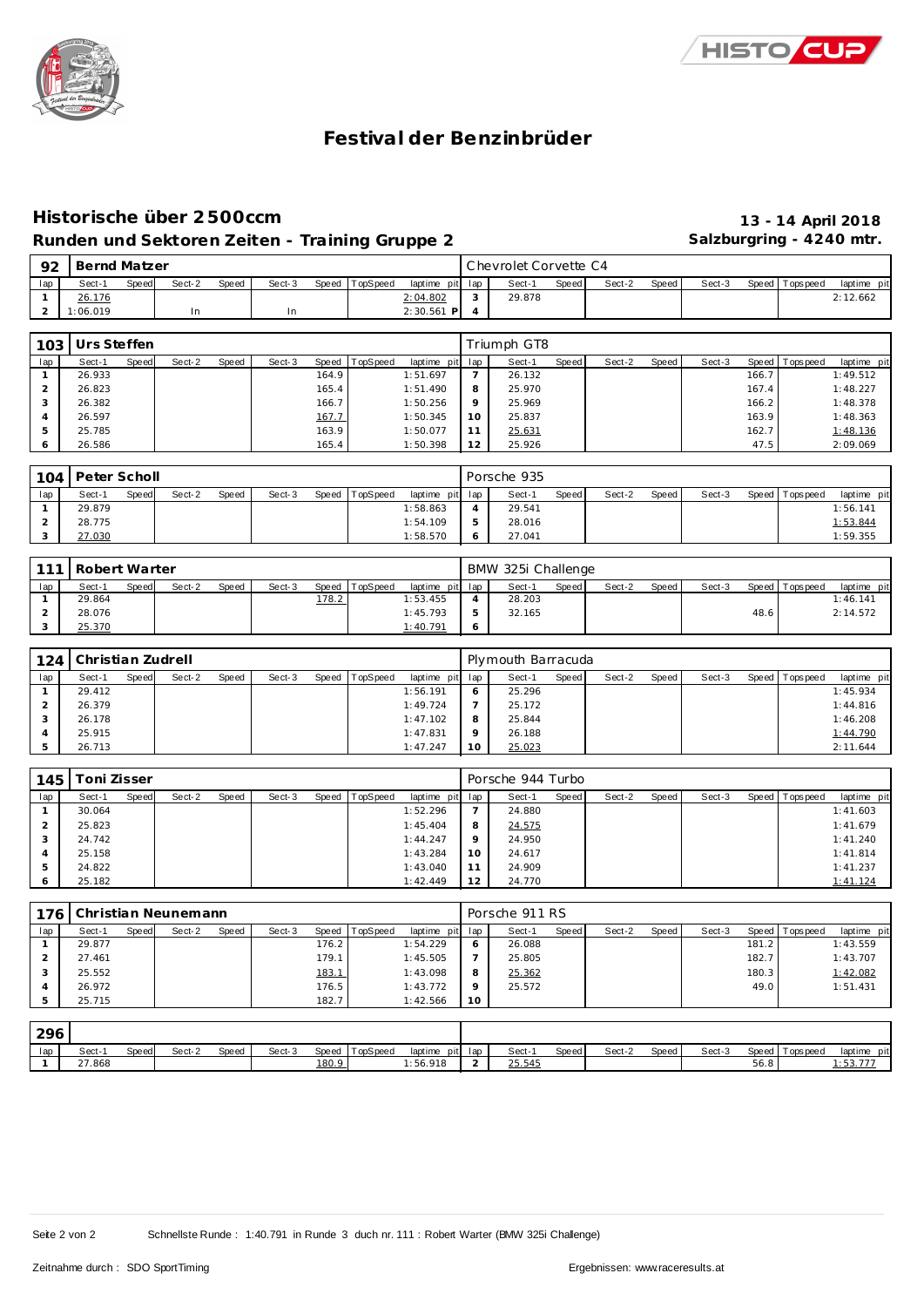# Festival der Benzinbrüder

## Historische über 2500ccm

### Runden und Sektoren Zeiten - Training Gruppe 2

**13 - 14 April 2018**
**Salzburgring - 4240 mtr.**

| 92 | Bernd Matzer | | | | | | | | Chevrolet Corvette C4 | | | | | | | | |
|---|---|---|---|---|---|---|---|---|---|---|---|---|---|---|---|---|---|
| lap | Sect-1 | Speed | Sect-2 | Speed | Sect-3 | Speed | TopSpeed | laptime pit | lap | Sect-1 | Speed | Sect-2 | Speed | Sect-3 | Speed | Topspeed | laptime pit |
| 1 | 26.176 | | | | | | | 2:04.802 | 3 | 29.878 | | | | | | | 2:12.662 |
| 2 | 1:06.019 | | In | | In | | | 2:30.561 P | 4 | | | | | | | | |

| 103 | Urs Steffen | | | | | | | | Triumph GT8 | | | | | | | | |
|---|---|---|---|---|---|---|---|---|---|---|---|---|---|---|---|---|---|
| lap | Sect-1 | Speed | Sect-2 | Speed | Sect-3 | Speed | TopSpeed | laptime pit | lap | Sect-1 | Speed | Sect-2 | Speed | Sect-3 | Speed | Topspeed | laptime pit |
| 1 | 26.933 | | | | | 164.9 | | 1:51.697 | 7 | 26.132 | | | | | 166.7 | | 1:49.512 |
| 2 | 26.823 | | | | | 165.4 | | 1:51.490 | 8 | 25.970 | | | | | 167.4 | | 1:48.227 |
| 3 | 26.382 | | | | | 166.7 | | 1:50.256 | 9 | 25.969 | | | | | 166.2 | | 1:48.378 |
| 4 | 26.597 | | | | | 167.7 | | 1:50.345 | 10 | 25.837 | | | | | 163.9 | | 1:48.363 |
| 5 | 25.785 | | | | | 163.9 | | 1:50.077 | 11 | 25.631 | | | | | 162.7 | | 1:48.136 |
| 6 | 26.586 | | | | | 165.4 | | 1:50.398 | 12 | 25.926 | | | | | 47.5 | | 2:09.069 |

| 104 | Peter Scholl | | | | | | | | Porsche 935 | | | | | | | | |
|---|---|---|---|---|---|---|---|---|---|---|---|---|---|---|---|---|---|
| lap | Sect-1 | Speed | Sect-2 | Speed | Sect-3 | Speed | TopSpeed | laptime pit | lap | Sect-1 | Speed | Sect-2 | Speed | Sect-3 | Speed | Topspeed | laptime pit |
| 1 | 29.879 | | | | | | | 1:58.863 | 4 | 29.541 | | | | | | | 1:56.141 |
| 2 | 28.775 | | | | | | | 1:54.109 | 5 | 28.016 | | | | | | | 1:53.844 |
| 3 | 27.030 | | | | | | | 1:58.570 | 6 | 27.041 | | | | | | | 1:59.355 |

| 111 | Robert Warter | | | | | | | | BMW 325i Challenge | | | | | | | | |
|---|---|---|---|---|---|---|---|---|---|---|---|---|---|---|---|---|---|
| lap | Sect-1 | Speed | Sect-2 | Speed | Sect-3 | Speed | TopSpeed | laptime pit | lap | Sect-1 | Speed | Sect-2 | Speed | Sect-3 | Speed | Topspeed | laptime pit |
| 1 | 29.864 | | | | | 178.2 | | 1:53.455 | 4 | 28.203 | | | | | | | 1:46.141 |
| 2 | 28.076 | | | | | | | 1:45.793 | 5 | 32.165 | | | | | 48.6 | | 2:14.572 |
| 3 | 25.370 | | | | | | | 1:40.791 | 6 | | | | | | | | |

| 124 | Christian Zudrell | | | | | | | | Plymouth Barracuda | | | | | | | | |
|---|---|---|---|---|---|---|---|---|---|---|---|---|---|---|---|---|---|
| lap | Sect-1 | Speed | Sect-2 | Speed | Sect-3 | Speed | TopSpeed | laptime pit | lap | Sect-1 | Speed | Sect-2 | Speed | Sect-3 | Speed | Topspeed | laptime pit |
| 1 | 29.412 | | | | | | | 1:56.191 | 6 | 25.296 | | | | | | | 1:45.934 |
| 2 | 26.379 | | | | | | | 1:49.724 | 7 | 25.172 | | | | | | | 1:44.816 |
| 3 | 26.178 | | | | | | | 1:47.102 | 8 | 25.844 | | | | | | | 1:46.208 |
| 4 | 25.915 | | | | | | | 1:47.831 | 9 | 26.188 | | | | | | | 1:44.790 |
| 5 | 26.713 | | | | | | | 1:47.247 | 10 | 25.023 | | | | | | | 2:11.644 |

| 145 | Toni Zisser | | | | | | | | Porsche 944 Turbo | | | | | | | | |
|---|---|---|---|---|---|---|---|---|---|---|---|---|---|---|---|---|---|
| lap | Sect-1 | Speed | Sect-2 | Speed | Sect-3 | Speed | TopSpeed | laptime pit | lap | Sect-1 | Speed | Sect-2 | Speed | Sect-3 | Speed | Topspeed | laptime pit |
| 1 | 30.064 | | | | | | | 1:52.296 | 7 | 24.880 | | | | | | | 1:41.603 |
| 2 | 25.823 | | | | | | | 1:45.404 | 8 | 24.575 | | | | | | | 1:41.679 |
| 3 | 24.742 | | | | | | | 1:44.247 | 9 | 24.950 | | | | | | | 1:41.240 |
| 4 | 25.158 | | | | | | | 1:43.284 | 10 | 24.617 | | | | | | | 1:41.814 |
| 5 | 24.822 | | | | | | | 1:43.040 | 11 | 24.909 | | | | | | | 1:41.237 |
| 6 | 25.182 | | | | | | | 1:42.449 | 12 | 24.770 | | | | | | | 1:41.124 |

| 176 | Christian Neunemann | | | | | | | | Porsche 911 RS | | | | | | | | |
|---|---|---|---|---|---|---|---|---|---|---|---|---|---|---|---|---|---|
| lap | Sect-1 | Speed | Sect-2 | Speed | Sect-3 | Speed | TopSpeed | laptime pit | lap | Sect-1 | Speed | Sect-2 | Speed | Sect-3 | Speed | Topspeed | laptime pit |
| 1 | 29.877 | | | | | 176.2 | | 1:54.229 | 6 | 26.088 | | | | | 181.2 | | 1:43.559 |
| 2 | 27.461 | | | | | 179.1 | | 1:45.505 | 7 | 25.805 | | | | | 182.7 | | 1:43.707 |
| 3 | 25.552 | | | | | 183.1 | | 1:43.098 | 8 | 25.362 | | | | | 180.3 | | 1:42.082 |
| 4 | 26.972 | | | | | 176.5 | | 1:43.772 | 9 | 25.572 | | | | | 49.0 | | 1:51.431 |
| 5 | 25.715 | | | | | 182.7 | | 1:42.566 | 10 | | | | | | | | |

| 296 | | | | | | | | | | | | | | | | | |
|---|---|---|---|---|---|---|---|---|---|---|---|---|---|---|---|---|---|
| lap | Sect-1 | Speed | Sect-2 | Speed | Sect-3 | Speed | TopSpeed | laptime pit | lap | Sect-1 | Speed | Sect-2 | Speed | Sect-3 | Speed | Topspeed | laptime pit |
| 1 | 27.868 | | | | | 180.9 | | 1:56.918 | 2 | 25.545 | | | | | 56.8 | | 1:53.777 |

Schnellste Runde : 1:40.791 in Runde 3 duch nr. 111 : Robert Warter (BMW 325i Challenge)

Zeitnahme durch : SDO SportTiming

Ergebnissen: www.raceresults.at